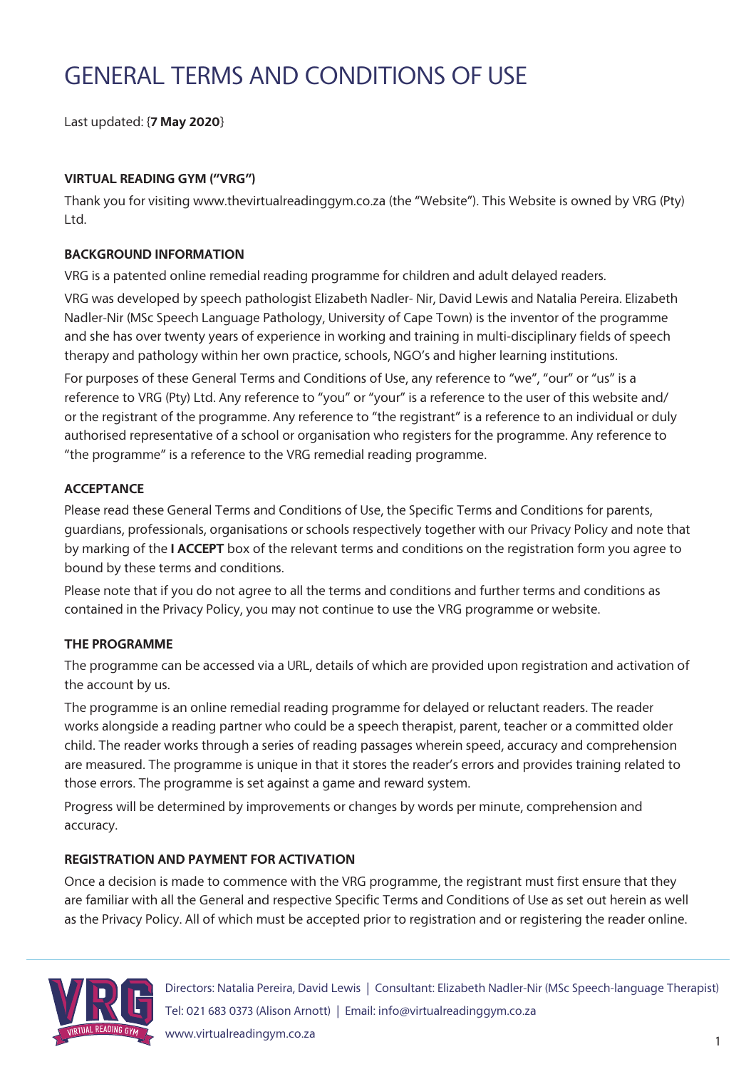# GENERAL TERMS AND CONDITIONS OF USE

Last updated: {**7 May 2020**}

**VIRTUAL READING GYM ("VRG")**

Thank you for visiting www.thevirtualreadinggym.co.za (the "Website"). This Website is owned by VRG (Pty) Ltd.

**BACKGROUND INFORMATION**

VRG is a patented online remedial reading programme for children and adult delayed readers.

VRG was developed by speech pathologist Elizabeth Nadler- Nir, David Lewis and Natalia Pereira. Elizabeth Nadler-Nir (MSc Speech Language Pathology, University of Cape Town) is the inventor of the programme and she has over twenty years of experience in working and training in multi-disciplinary fields of speech therapy and pathology within her own practice, schools, NGO's and higher learning institutions.

For purposes of these General Terms and Conditions of Use, any reference to "we", "our" or "us" is a reference to VRG (Pty) Ltd. Any reference to "you" or "your" is a reference to the user of this website and/ or the registrant of the programme. Any reference to "the registrant" is a reference to an individual or duly authorised representative of a school or organisation who registers for the programme. Any reference to "the programme" is a reference to the VRG remedial reading programme.

**ACCEPTANCE**

Please read these General Terms and Conditions of Use, the Specific Terms and Conditions for parents, guardians, professionals, organisations or schools respectively together with our Privacy Policy and note that by marking of the **I ACCEPT** box of the relevant terms and conditions on the registration form you agree to bound by these terms and conditions.

Please note that if you do not agree to all the terms and conditions and further terms and conditions as contained in the Privacy Policy, you may not continue to use the VRG programme or website.

**THE PROGRAMME**

The programme can be accessed via a URL, details of which are provided upon registration and activation of the account by us.

The programme is an online remedial reading programme for delayed or reluctant readers. The reader works alongside a reading partner who could be a speech therapist, parent, teacher or a committed older child. The reader works through a series of reading passages wherein speed, accuracy and comprehension are measured. The programme is unique in that it stores the reader's errors and provides training related to those errors. The programme is set against a game and reward system.

Progress will be determined by improvements or changes by words per minute, comprehension and accuracy.

**REGISTRATION AND PAYMENT FOR ACTIVATION**

Once a decision is made to commence with the VRG programme, the registrant must first ensure that they are familiar with all the General and respective Specific Terms and Conditions of Use as set out herein as well as the Privacy Policy. All of which must be accepted prior to registration and or registering the reader online.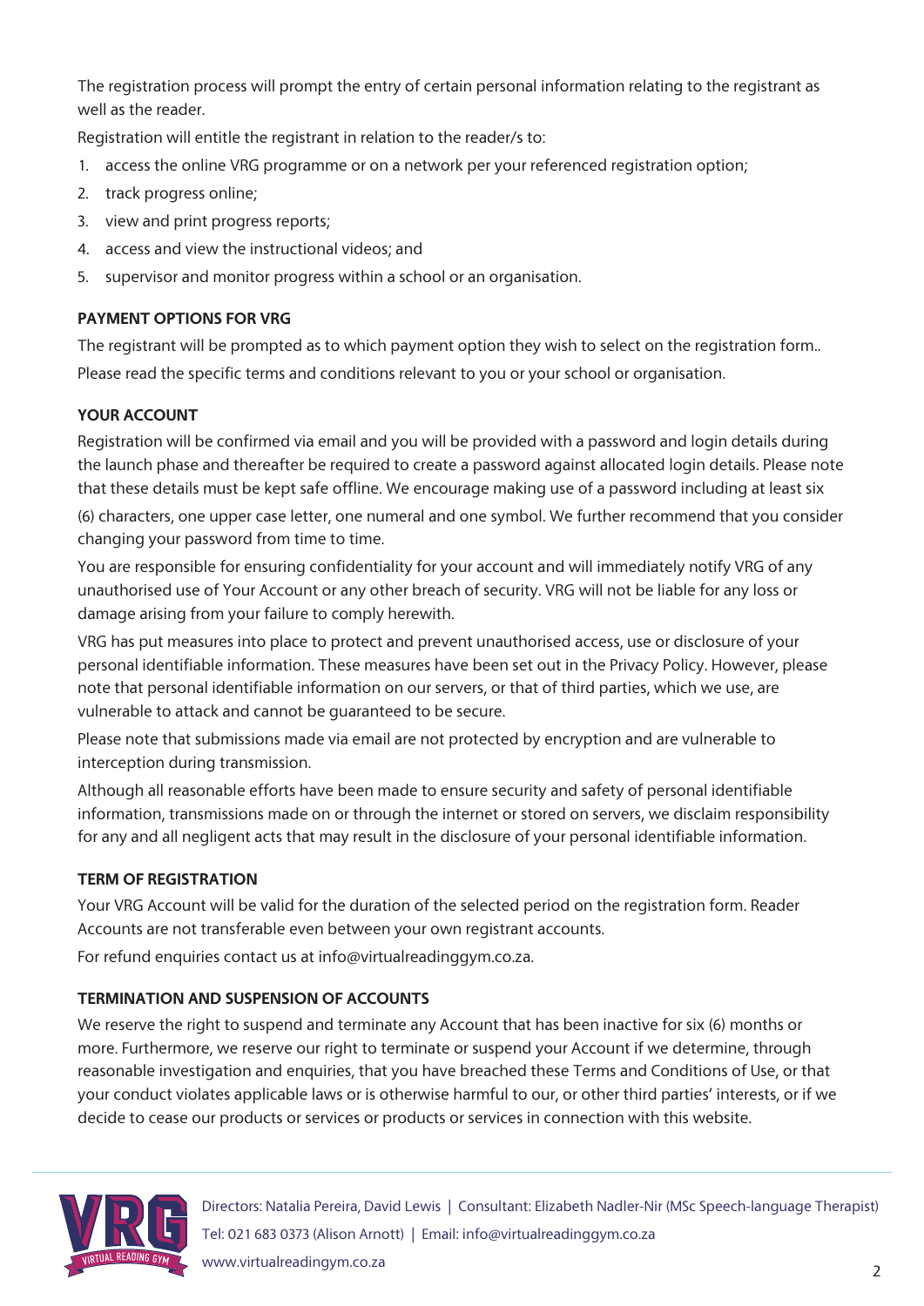The registration process will prompt the entry of certain personal information relating to the registrant as well as the reader.

Registration will entitle the registrant in relation to the reader/s to:

1. access the online VRG programme or on a network per your referenced registration option;
2. track progress online;
3. view and print progress reports;
4. access and view the instructional videos; and
5. supervisor and monitor progress within a school or an organisation.

**PAYMENT OPTIONS FOR VRG**

The registrant will be prompted as to which payment option they wish to select on the registration form..

Please read the specific terms and conditions relevant to you or your school or organisation.

**YOUR ACCOUNT**

Registration will be confirmed via email and you will be provided with a password and login details during the launch phase and thereafter be required to create a password against allocated login details. Please note that these details must be kept safe offline. We encourage making use of a password including at least six (6) characters, one upper case letter, one numeral and one symbol. We further recommend that you consider changing your password from time to time.

You are responsible for ensuring confidentiality for your account and will immediately notify VRG of any unauthorised use of Your Account or any other breach of security. VRG will not be liable for any loss or damage arising from your failure to comply herewith.

VRG has put measures into place to protect and prevent unauthorised access, use or disclosure of your personal identifiable information. These measures have been set out in the Privacy Policy. However, please note that personal identifiable information on our servers, or that of third parties, which we use, are vulnerable to attack and cannot be guaranteed to be secure.

Please note that submissions made via email are not protected by encryption and are vulnerable to interception during transmission.

Although all reasonable efforts have been made to ensure security and safety of personal identifiable information, transmissions made on or through the internet or stored on servers, we disclaim responsibility for any and all negligent acts that may result in the disclosure of your personal identifiable information.

**TERM OF REGISTRATION**

Your VRG Account will be valid for the duration of the selected period on the registration form. Reader Accounts are not transferable even between your own registrant accounts.

For refund enquiries contact us at info@virtualreadinggym.co.za.

**TERMINATION AND SUSPENSION OF ACCOUNTS**

We reserve the right to suspend and terminate any Account that has been inactive for six (6) months or more. Furthermore, we reserve our right to terminate or suspend your Account if we determine, through reasonable investigation and enquiries, that you have breached these Terms and Conditions of Use, or that your conduct violates applicable laws or is otherwise harmful to our, or other third parties' interests, or if we decide to cease our products or services or products or services in connection with this website.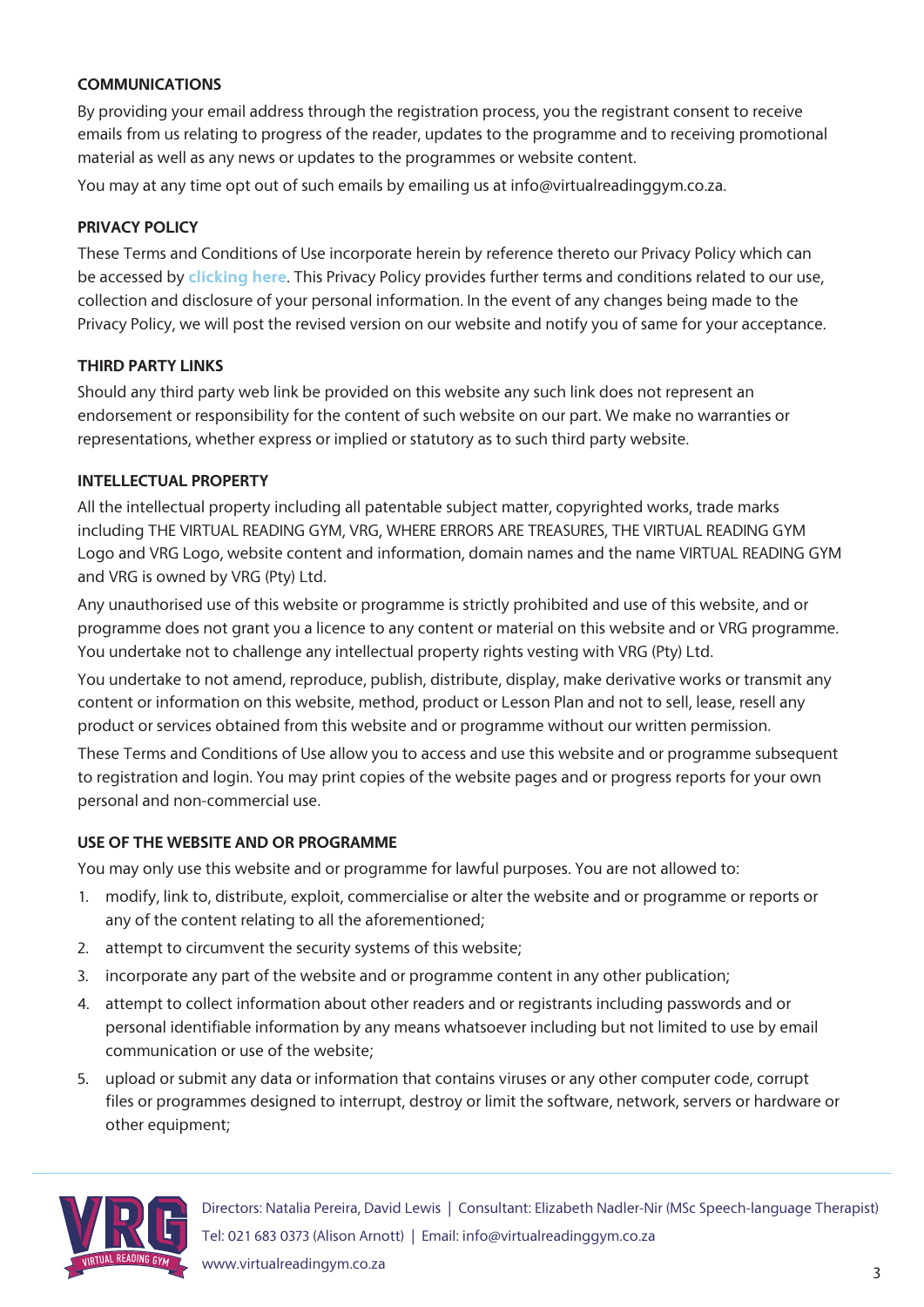**COMMUNICATIONS**

By providing your email address through the registration process, you the registrant consent to receive emails from us relating to progress of the reader, updates to the programme and to receiving promotional material as well as any news or updates to the programmes or website content.

You may at any time opt out of such emails by emailing us at info@virtualreadinggym.co.za.

**PRIVACY POLICY**

These Terms and Conditions of Use incorporate herein by reference thereto our Privacy Policy which can be accessed by **clicking here**. This Privacy Policy provides further terms and conditions related to our use, collection and disclosure of your personal information. In the event of any changes being made to the Privacy Policy, we will post the revised version on our website and notify you of same for your acceptance.

**THIRD PARTY LINKS**

Should any third party web link be provided on this website any such link does not represent an endorsement or responsibility for the content of such website on our part. We make no warranties or representations, whether express or implied or statutory as to such third party website.

**INTELLECTUAL PROPERTY**

All the intellectual property including all patentable subject matter, copyrighted works, trade marks including THE VIRTUAL READING GYM, VRG, WHERE ERRORS ARE TREASURES, THE VIRTUAL READING GYM Logo and VRG Logo, website content and information, domain names and the name VIRTUAL READING GYM and VRG is owned by VRG (Pty) Ltd.

Any unauthorised use of this website or programme is strictly prohibited and use of this website, and or programme does not grant you a licence to any content or material on this website and or VRG programme. You undertake not to challenge any intellectual property rights vesting with VRG (Pty) Ltd.

You undertake to not amend, reproduce, publish, distribute, display, make derivative works or transmit any content or information on this website, method, product or Lesson Plan and not to sell, lease, resell any product or services obtained from this website and or programme without our written permission.

These Terms and Conditions of Use allow you to access and use this website and or programme subsequent to registration and login. You may print copies of the website pages and or progress reports for your own personal and non-commercial use.

**USE OF THE WEBSITE AND OR PROGRAMME**

You may only use this website and or programme for lawful purposes. You are not allowed to:

1. modify, link to, distribute, exploit, commercialise or alter the website and or programme or reports or any of the content relating to all the aforementioned;
2. attempt to circumvent the security systems of this website;
3. incorporate any part of the website and or programme content in any other publication;
4. attempt to collect information about other readers and or registrants including passwords and or personal identifiable information by any means whatsoever including but not limited to use by email communication or use of the website;
5. upload or submit any data or information that contains viruses or any other computer code, corrupt files or programmes designed to interrupt, destroy or limit the software, network, servers or hardware or other equipment;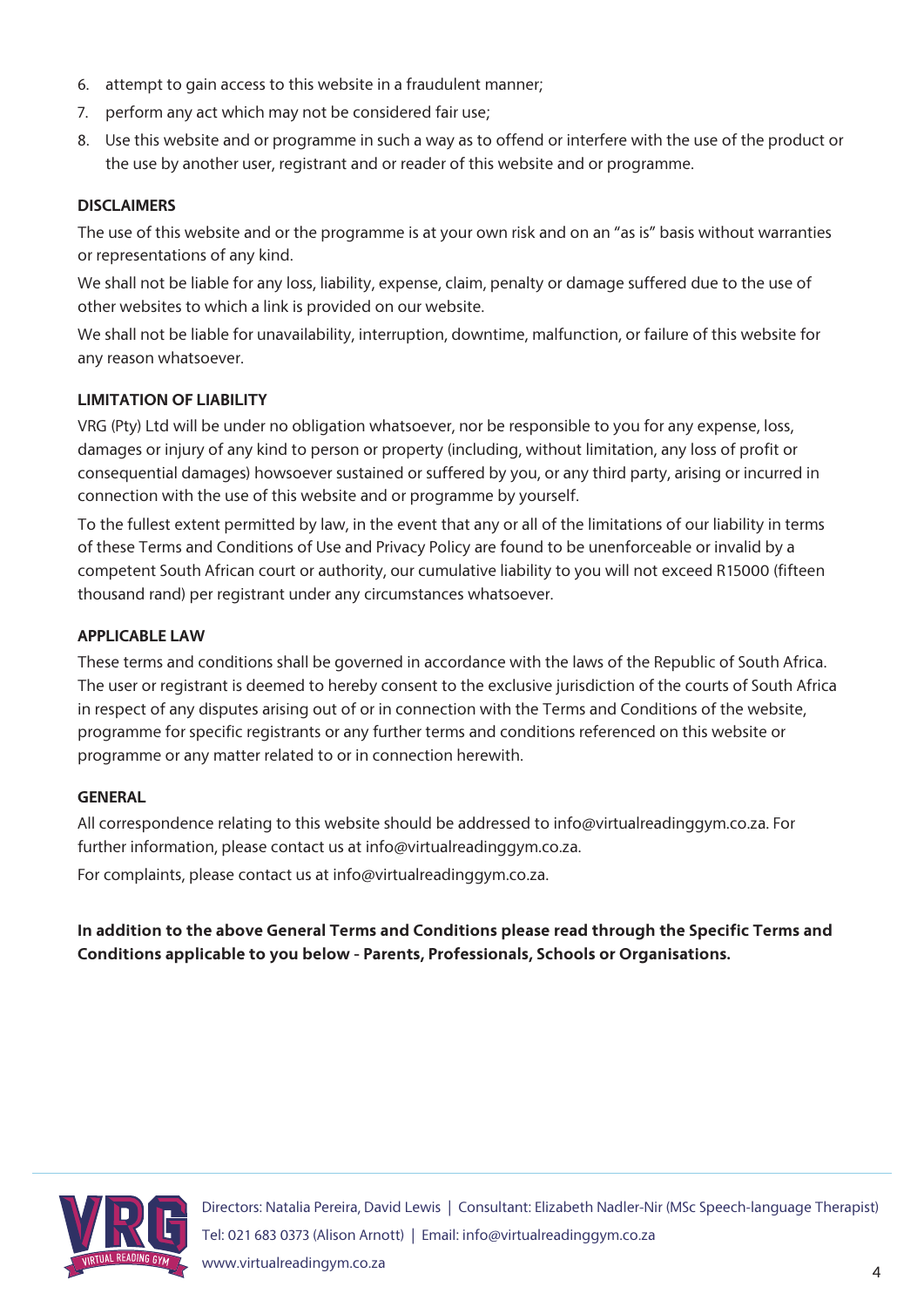6. attempt to gain access to this website in a fraudulent manner;
7. perform any act which may not be considered fair use;
8. Use this website and or programme in such a way as to offend or interfere with the use of the product or the use by another user, registrant and or reader of this website and or programme.

**DISCLAIMERS**

The use of this website and or the programme is at your own risk and on an "as is" basis without warranties or representations of any kind.

We shall not be liable for any loss, liability, expense, claim, penalty or damage suffered due to the use of other websites to which a link is provided on our website.

We shall not be liable for unavailability, interruption, downtime, malfunction, or failure of this website for any reason whatsoever.

**LIMITATION OF LIABILITY**

VRG (Pty) Ltd will be under no obligation whatsoever, nor be responsible to you for any expense, loss, damages or injury of any kind to person or property (including, without limitation, any loss of profit or consequential damages) howsoever sustained or suffered by you, or any third party, arising or incurred in connection with the use of this website and or programme by yourself.

To the fullest extent permitted by law, in the event that any or all of the limitations of our liability in terms of these Terms and Conditions of Use and Privacy Policy are found to be unenforceable or invalid by a competent South African court or authority, our cumulative liability to you will not exceed R15000 (fifteen thousand rand) per registrant under any circumstances whatsoever.

**APPLICABLE LAW**

These terms and conditions shall be governed in accordance with the laws of the Republic of South Africa. The user or registrant is deemed to hereby consent to the exclusive jurisdiction of the courts of South Africa in respect of any disputes arising out of or in connection with the Terms and Conditions of the website, programme for specific registrants or any further terms and conditions referenced on this website or programme or any matter related to or in connection herewith.

**GENERAL**

All correspondence relating to this website should be addressed to info@virtualreadinggym.co.za. For further information, please contact us at info@virtualreadinggym.co.za.

For complaints, please contact us at info@virtualreadinggym.co.za.

**In addition to the above General Terms and Conditions please read through the Specific Terms and Conditions applicable to you below - Parents, Professionals, Schools or Organisations.**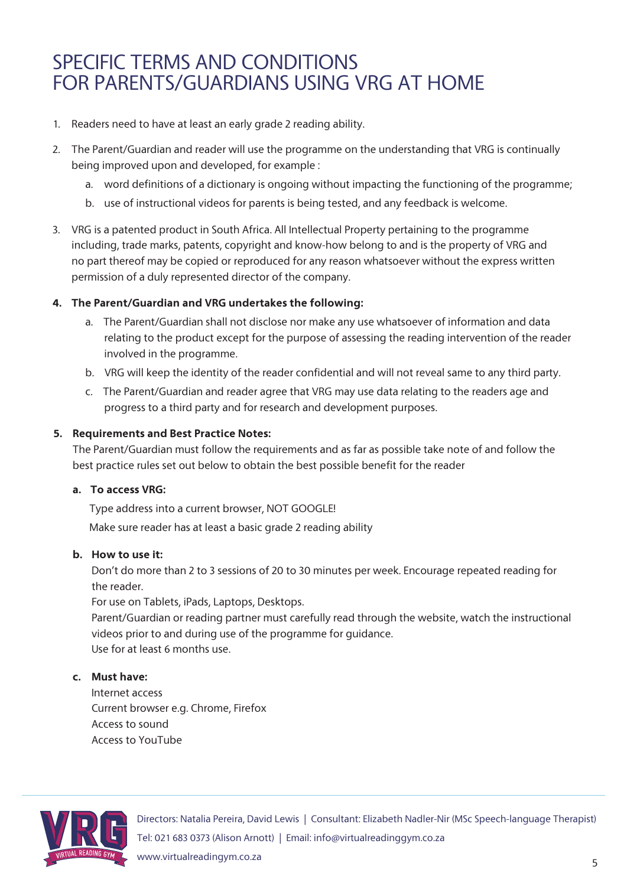# SPECIFIC TERMS AND CONDITIONS FOR PARENTS/GUARDIANS USING VRG AT HOME

1. Readers need to have at least an early grade 2 reading ability.
2. The Parent/Guardian and reader will use the programme on the understanding that VRG is continually being improved upon and developed, for example :
   a. word definitions of a dictionary is ongoing without impacting the functioning of the programme;
   b. use of instructional videos for parents is being tested, and any feedback is welcome.
3. VRG is a patented product in South Africa. All Intellectual Property pertaining to the programme including, trade marks, patents, copyright and know-how belong to and is the property of VRG and no part thereof may be copied or reproduced for any reason whatsoever without the express written permission of a duly represented director of the company.
4. **The Parent/Guardian and VRG undertakes the following:**
   a. The Parent/Guardian shall not disclose nor make any use whatsoever of information and data relating to the product except for the purpose of assessing the reading intervention of the reader involved in the programme.
   b. VRG will keep the identity of the reader confidential and will not reveal same to any third party.
   c. The Parent/Guardian and reader agree that VRG may use data relating to the readers age and progress to a third party and for research and development purposes.
5. **Requirements and Best Practice Notes:**
   The Parent/Guardian must follow the requirements and as far as possible take note of and follow the best practice rules set out below to obtain the best possible benefit for the reader

   **a. To access VRG:**

   Type address into a current browser, NOT GOOGLE!
   Make sure reader has at least a basic grade 2 reading ability

   **b. How to use it:**

   Don't do more than 2 to 3 sessions of 20 to 30 minutes per week. Encourage repeated reading for the reader.
   For use on Tablets, iPads, Laptops, Desktops.
   Parent/Guardian or reading partner must carefully read through the website, watch the instructional videos prior to and during use of the programme for guidance.
   Use for at least 6 months use.

   **c. Must have:**

   Internet access
   Current browser e.g. Chrome, Firefox
   Access to sound
   Access to YouTube

Directors: Natalia Pereira, David Lewis | Consultant: Elizabeth Nadler-Nir (MSc Speech-language Therapist)
Tel: 021 683 0373 (Alison Arnott) | Email: info@virtualreadinggym.co.za
www.virtualreadingym.co.za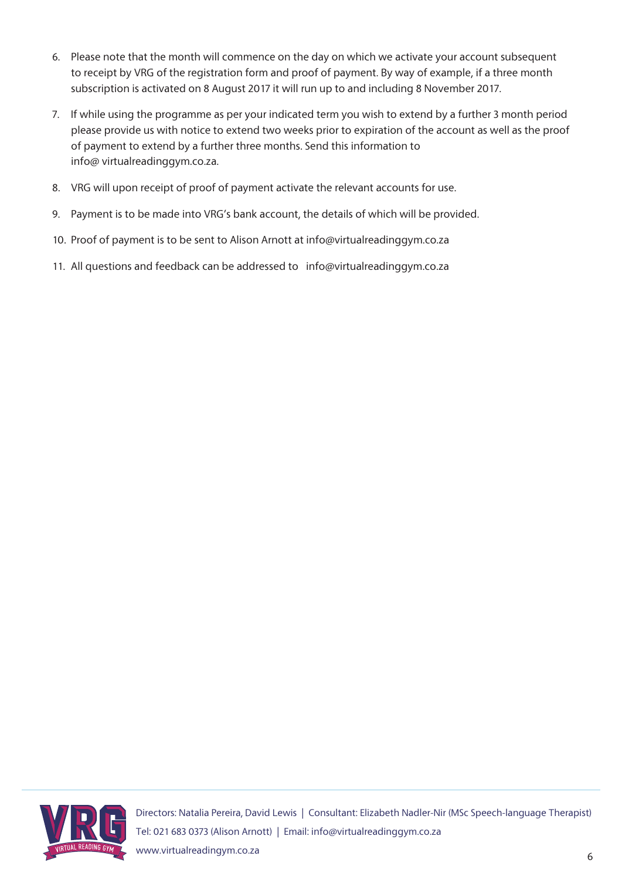6. Please note that the month will commence on the day on which we activate your account subsequent to receipt by VRG of the registration form and proof of payment. By way of example, if a three month subscription is activated on 8 August 2017 it will run up to and including 8 November 2017.

7. If while using the programme as per your indicated term you wish to extend by a further 3 month period please provide us with notice to extend two weeks prior to expiration of the account as well as the proof of payment to extend by a further three months. Send this information to info@ virtualreadinggym.co.za.

8. VRG will upon receipt of proof of payment activate the relevant accounts for use.

9. Payment is to be made into VRG's bank account, the details of which will be provided.

10. Proof of payment is to be sent to Alison Arnott at info@virtualreadinggym.co.za

11. All questions and feedback can be addressed to info@virtualreadinggym.co.za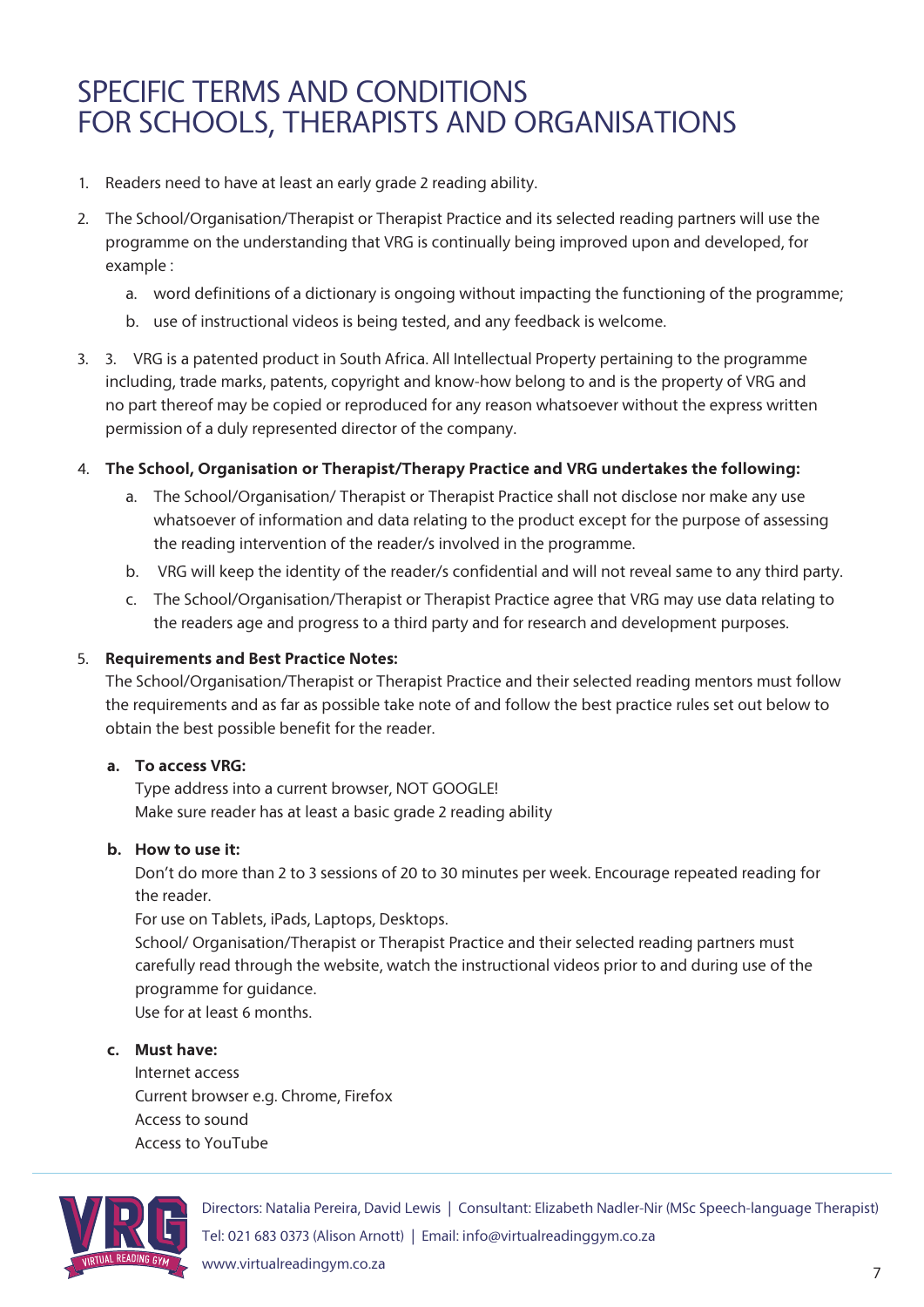# SPECIFIC TERMS AND CONDITIONS FOR SCHOOLS, THERAPISTS AND ORGANISATIONS

1. Readers need to have at least an early grade 2 reading ability.
2. The School/Organisation/Therapist or Therapist Practice and its selected reading partners will use the programme on the understanding that VRG is continually being improved upon and developed, for example :
   a. word definitions of a dictionary is ongoing without impacting the functioning of the programme;
   b. use of instructional videos is being tested, and any feedback is welcome.
3. 3. VRG is a patented product in South Africa. All Intellectual Property pertaining to the programme including, trade marks, patents, copyright and know-how belong to and is the property of VRG and no part thereof may be copied or reproduced for any reason whatsoever without the express written permission of a duly represented director of the company.
4. **The School, Organisation or Therapist/Therapy Practice and VRG undertakes the following:**
   a. The School/Organisation/ Therapist or Therapist Practice shall not disclose nor make any use whatsoever of information and data relating to the product except for the purpose of assessing the reading intervention of the reader/s involved in the programme.
   b. VRG will keep the identity of the reader/s confidential and will not reveal same to any third party.
   c. The School/Organisation/Therapist or Therapist Practice agree that VRG may use data relating to the readers age and progress to a third party and for research and development purposes.
5. **Requirements and Best Practice Notes:**
   The School/Organisation/Therapist or Therapist Practice and their selected reading mentors must follow the requirements and as far as possible take note of and follow the best practice rules set out below to obtain the best possible benefit for the reader.

   **a. To access VRG:**
   Type address into a current browser, NOT GOOGLE!
   Make sure reader has at least a basic grade 2 reading ability

   **b. How to use it:**
   Don't do more than 2 to 3 sessions of 20 to 30 minutes per week. Encourage repeated reading for the reader.
   For use on Tablets, iPads, Laptops, Desktops.
   School/ Organisation/Therapist or Therapist Practice and their selected reading partners must carefully read through the website, watch the instructional videos prior to and during use of the programme for guidance.
   Use for at least 6 months.

   **c. Must have:**
   Internet access
   Current browser e.g. Chrome, Firefox
   Access to sound
   Access to YouTube

Directors: Natalia Pereira, David Lewis | Consultant: Elizabeth Nadler-Nir (MSc Speech-language Therapist)
Tel: 021 683 0373 (Alison Arnott) | Email: info@virtualreadinggym.co.za
www.virtualreadingym.co.za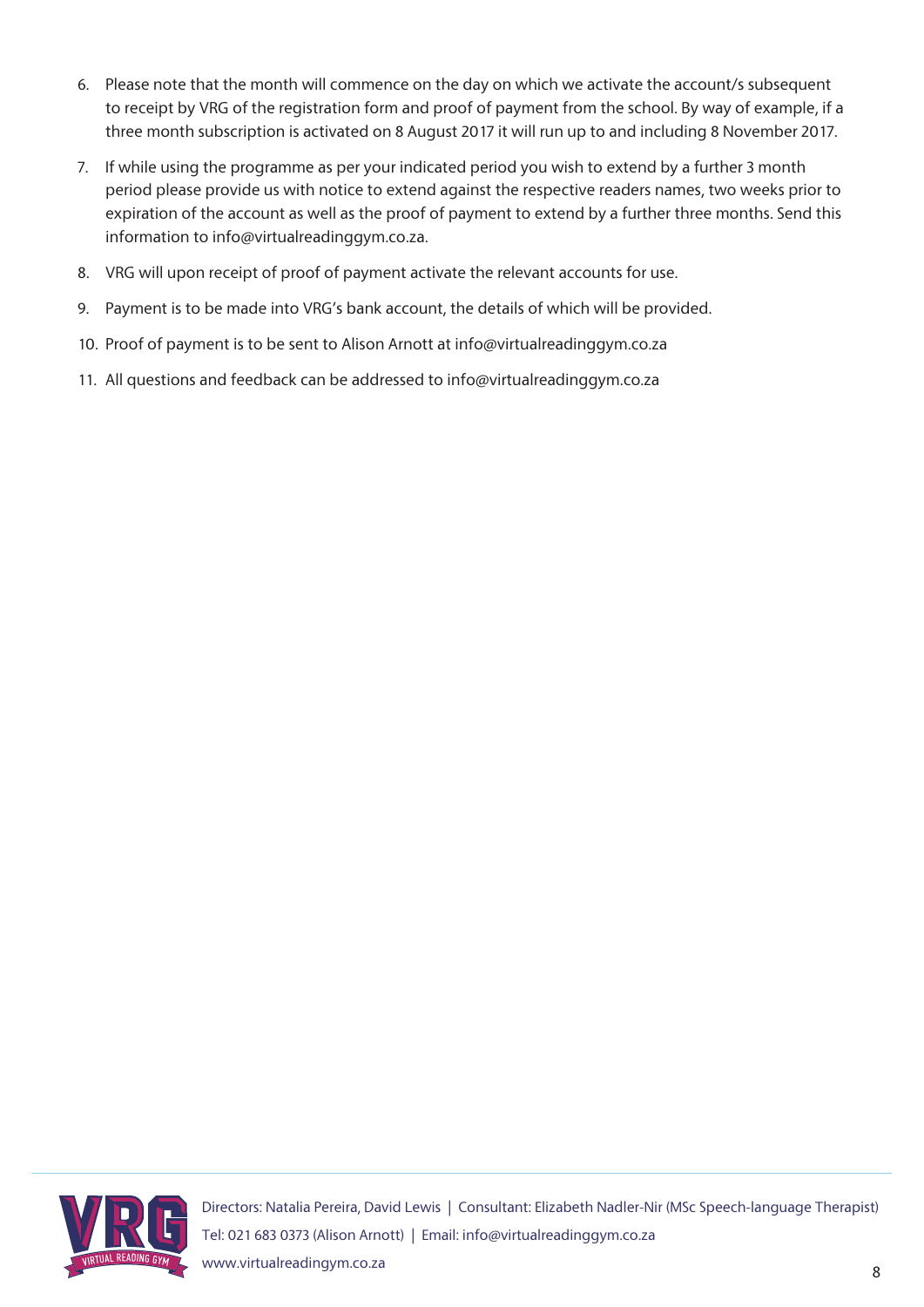6. Please note that the month will commence on the day on which we activate the account/s subsequent to receipt by VRG of the registration form and proof of payment from the school. By way of example, if a three month subscription is activated on 8 August 2017 it will run up to and including 8 November 2017.
7. If while using the programme as per your indicated period you wish to extend by a further 3 month period please provide us with notice to extend against the respective readers names, two weeks prior to expiration of the account as well as the proof of payment to extend by a further three months. Send this information to info@virtualreadinggym.co.za.
8. VRG will upon receipt of proof of payment activate the relevant accounts for use.
9. Payment is to be made into VRG's bank account, the details of which will be provided.
10. Proof of payment is to be sent to Alison Arnott at info@virtualreadinggym.co.za
11. All questions and feedback can be addressed to info@virtualreadinggym.co.za